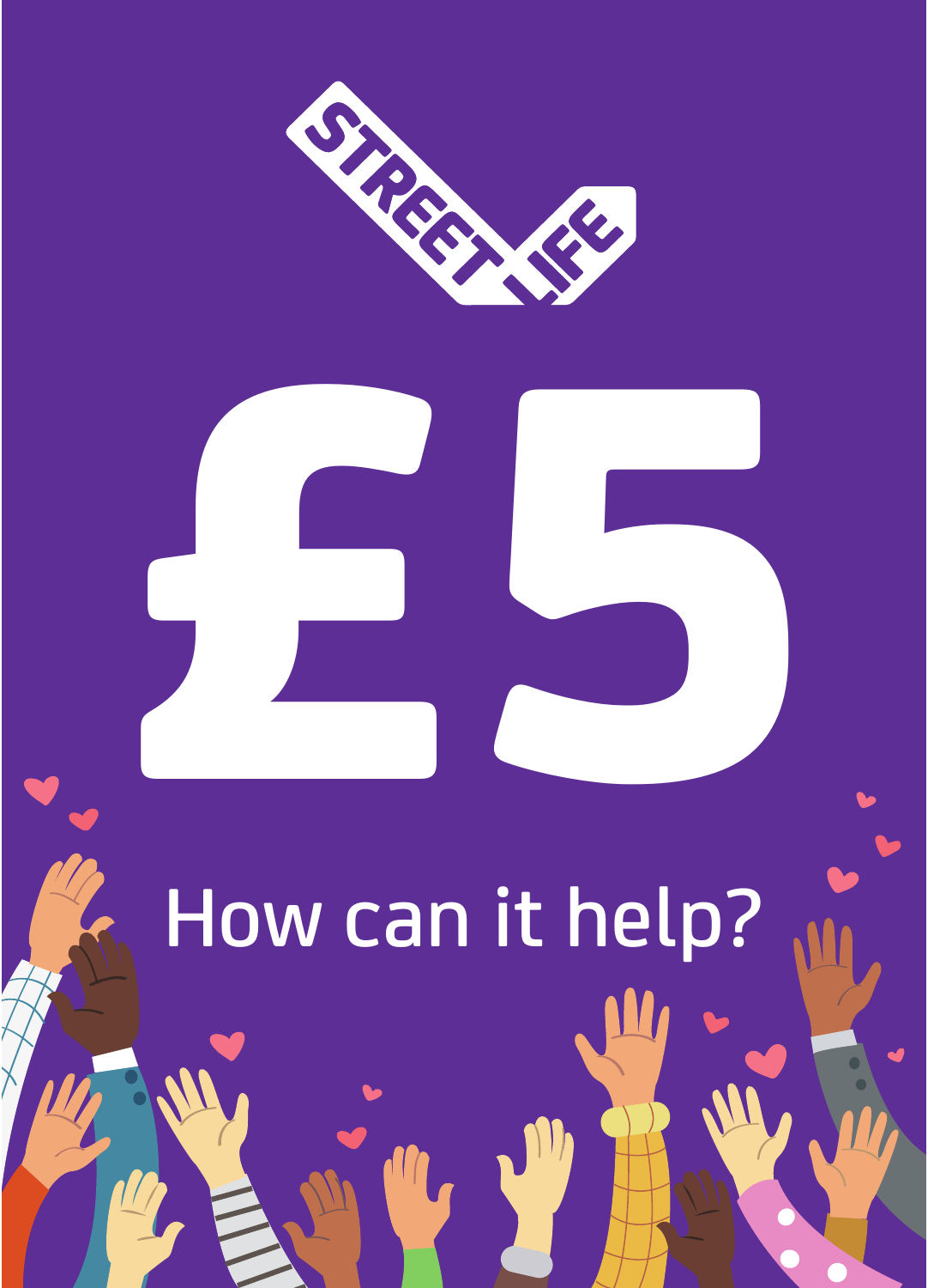STREET LIFE

# £5

## How can it help?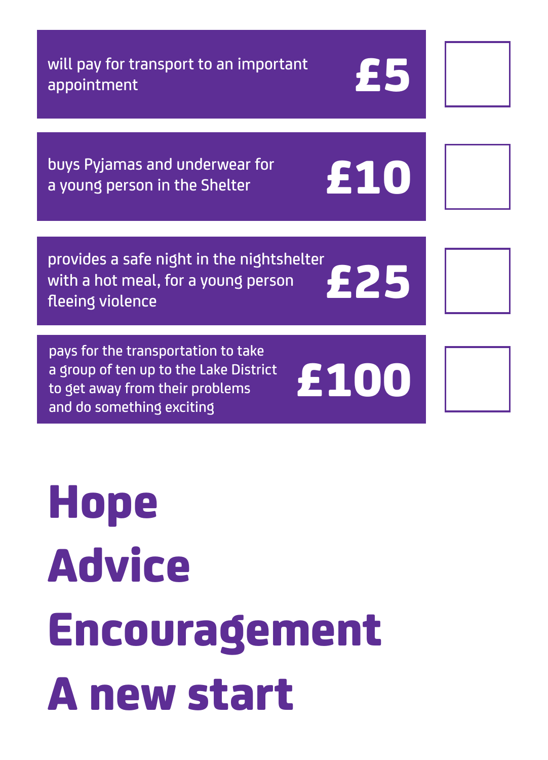| | | |
|---|---|---|
| will pay for transport to an important appointment | **£5** | ☐ |
| buys Pyjamas and underwear for a young person in the Shelter | **£10** | ☐ |
| provides a safe night in the nightshelter with a hot meal, for a young person fleeing violence | **£25** | ☐ |
| pays for the transportation to take a group of ten up to the Lake District to get away from their problems and do something exciting | **£100** | ☐ |

# Hope

# Advice

# Encouragement

# A new start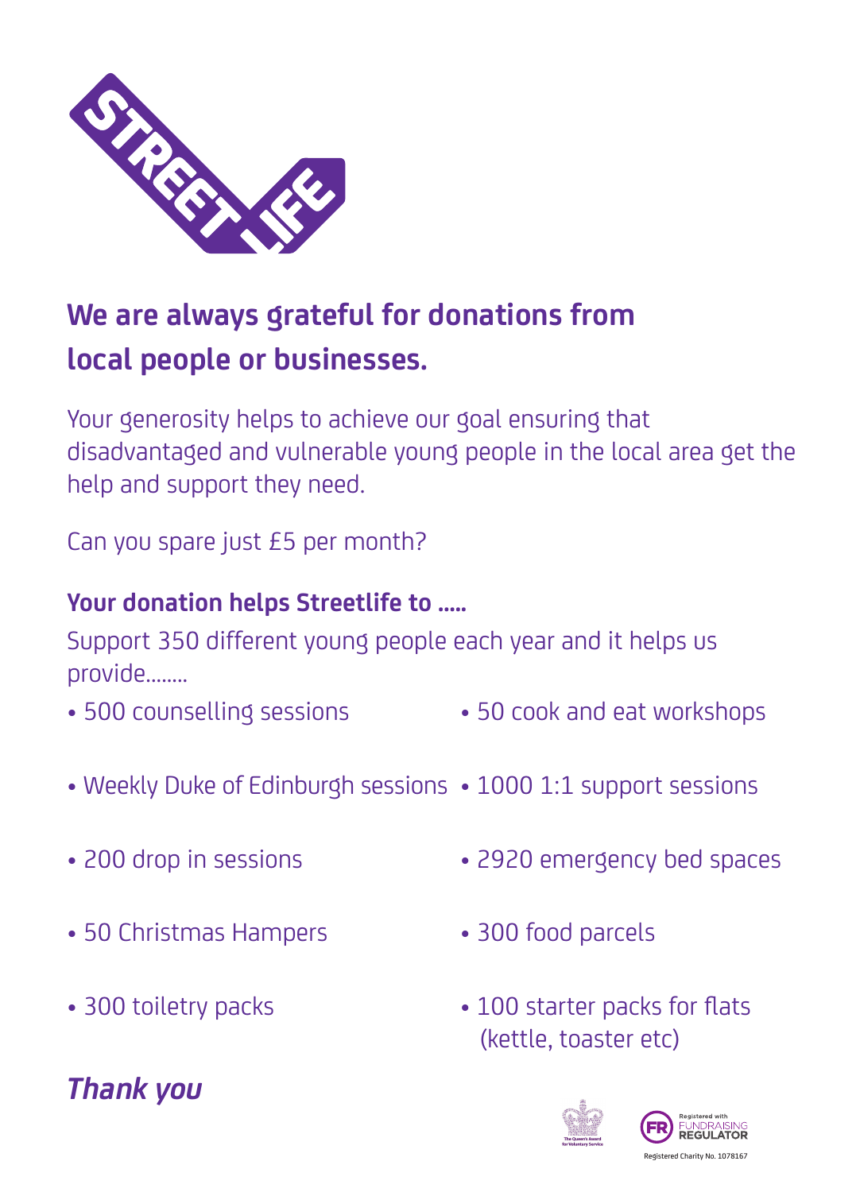STREETLIFE

## We are always grateful for donations from local people or businesses.

Your generosity helps to achieve our goal ensuring that disadvantaged and vulnerable young people in the local area get the help and support they need.

Can you spare just £5 per month?

**Your donation helps Streetlife to .....**

Support 350 different young people each year and it helps us provide........

- 500 counselling sessions
- Weekly Duke of Edinburgh sessions
- 200 drop in sessions
- 50 Christmas Hampers
- 300 toiletry packs
- 50 cook and eat workshops
- 1000 1:1 support sessions
- 2920 emergency bed spaces
- 300 food parcels
- 100 starter packs for flats (kettle, toaster etc)

***Thank you***

The Queen's Award for Voluntary Service

Registered with FUNDRAISING REGULATOR

Registered Charity No. 1078167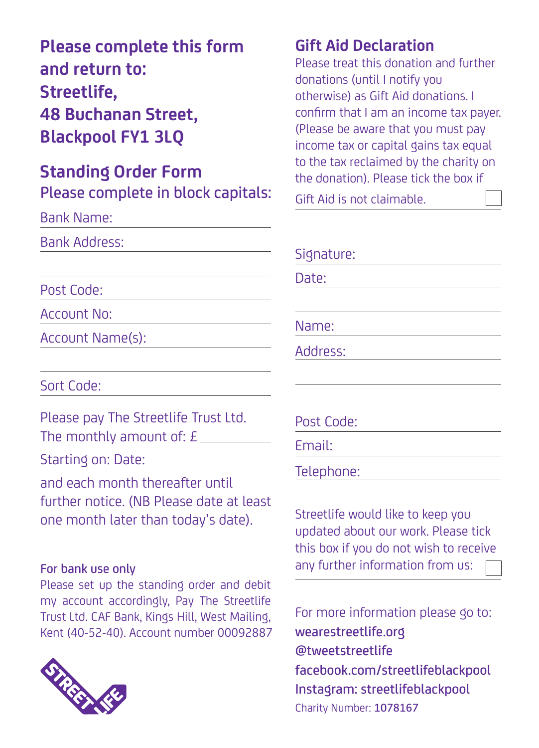**Please complete this form and return to:**
**Streetlife,**
**48 Buchanan Street,**
**Blackpool FY1 3LQ**

## Standing Order Form

Please complete in block capitals:

Bank Name:

Bank Address:

Post Code:

Account No:

Account Name(s):

Sort Code:

Please pay The Streetlife Trust Ltd.
The monthly amount of: £ ________

Starting on: Date: ________

and each month thereafter until further notice. (NB Please date at least one month later than today's date).

**For bank use only**

Please set up the standing order and debit my account accordingly, Pay The Streetlife Trust Ltd. CAF Bank, Kings Hill, West Mailing, Kent (40-52-40). Account number 00092887

## Gift Aid Declaration

Please treat this donation and further donations (until I notify you otherwise) as Gift Aid donations. I confirm that I am an income tax payer. (Please be aware that you must pay income tax or capital gains tax equal to the tax reclaimed by the charity on the donation). Please tick the box if Gift Aid is not claimable. ☐

Signature:

Date:

Name:

Address:

Post Code:

Email:

Telephone:

Streetlife would like to keep you updated about our work. Please tick this box if you do not wish to receive any further information from us: ☐

For more information please go to:
wearestreetlife.org
@tweetstreetlife
facebook.com/streetlifeblackpool
Instagram: streetlifeblackpool

Charity Number: **1078167**